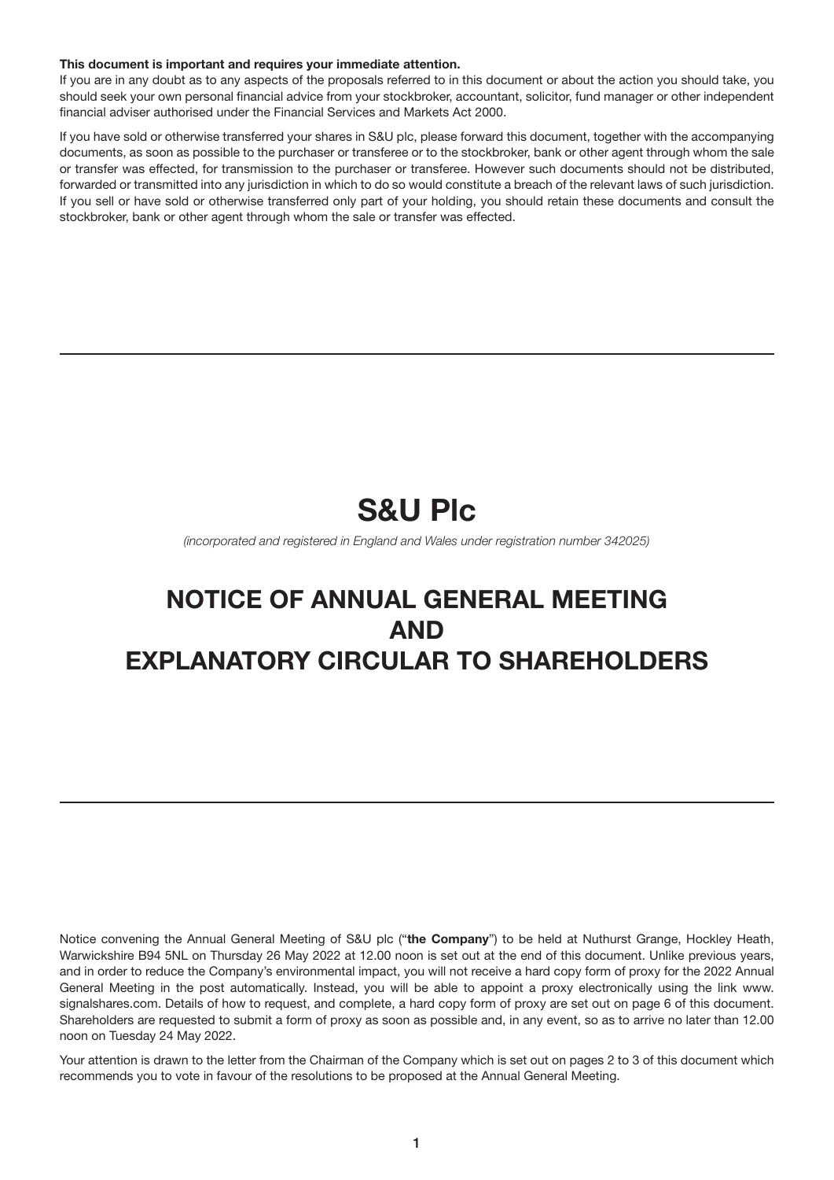**This document is important and requires your immediate attention.**
If you are in any doubt as to any aspects of the proposals referred to in this document or about the action you should take, you should seek your own personal financial advice from your stockbroker, accountant, solicitor, fund manager or other independent financial adviser authorised under the Financial Services and Markets Act 2000.

If you have sold or otherwise transferred your shares in S&U plc, please forward this document, together with the accompanying documents, as soon as possible to the purchaser or transferee or to the stockbroker, bank or other agent through whom the sale or transfer was effected, for transmission to the purchaser or transferee. However such documents should not be distributed, forwarded or transmitted into any jurisdiction in which to do so would constitute a breach of the relevant laws of such jurisdiction. If you sell or have sold or otherwise transferred only part of your holding, you should retain these documents and consult the stockbroker, bank or other agent through whom the sale or transfer was effected.

---

# S&U Plc

*(incorporated and registered in England and Wales under registration number 342025)*

# NOTICE OF ANNUAL GENERAL MEETING AND EXPLANATORY CIRCULAR TO SHAREHOLDERS

---

Notice convening the Annual General Meeting of S&U plc ("**the Company**") to be held at Nuthurst Grange, Hockley Heath, Warwickshire B94 5NL on Thursday 26 May 2022 at 12.00 noon is set out at the end of this document. Unlike previous years, and in order to reduce the Company's environmental impact, you will not receive a hard copy form of proxy for the 2022 Annual General Meeting in the post automatically. Instead, you will be able to appoint a proxy electronically using the link www.signalshares.com. Details of how to request, and complete, a hard copy form of proxy are set out on page 6 of this document. Shareholders are requested to submit a form of proxy as soon as possible and, in any event, so as to arrive no later than 12.00 noon on Tuesday 24 May 2022.

Your attention is drawn to the letter from the Chairman of the Company which is set out on pages 2 to 3 of this document which recommends you to vote in favour of the resolutions to be proposed at the Annual General Meeting.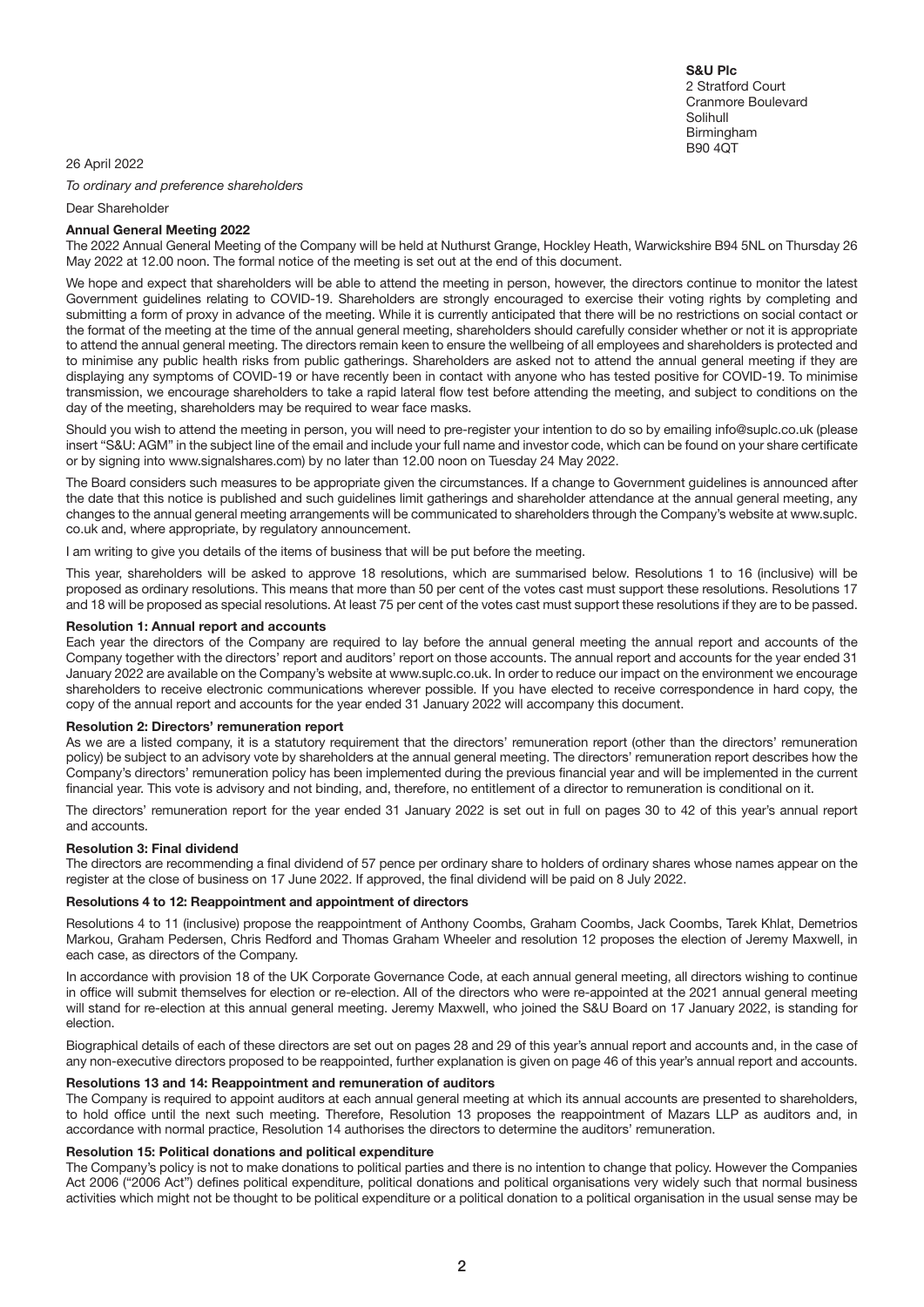**S&U Plc**
2 Stratford Court
Cranmore Boulevard
Solihull
Birmingham
B90 4QT

26 April 2022

*To ordinary and preference shareholders*

Dear Shareholder

**Annual General Meeting 2022**

The 2022 Annual General Meeting of the Company will be held at Nuthurst Grange, Hockley Heath, Warwickshire B94 5NL on Thursday 26 May 2022 at 12.00 noon. The formal notice of the meeting is set out at the end of this document.

We hope and expect that shareholders will be able to attend the meeting in person, however, the directors continue to monitor the latest Government guidelines relating to COVID-19. Shareholders are strongly encouraged to exercise their voting rights by completing and submitting a form of proxy in advance of the meeting. While it is currently anticipated that there will be no restrictions on social contact or the format of the meeting at the time of the annual general meeting, shareholders should carefully consider whether or not it is appropriate to attend the annual general meeting. The directors remain keen to ensure the wellbeing of all employees and shareholders is protected and to minimise any public health risks from public gatherings. Shareholders are asked not to attend the annual general meeting if they are displaying any symptoms of COVID-19 or have recently been in contact with anyone who has tested positive for COVID-19. To minimise transmission, we encourage shareholders to take a rapid lateral flow test before attending the meeting, and subject to conditions on the day of the meeting, shareholders may be required to wear face masks.

Should you wish to attend the meeting in person, you will need to pre-register your intention to do so by emailing info@suplc.co.uk (please insert "S&U: AGM" in the subject line of the email and include your full name and investor code, which can be found on your share certificate or by signing into www.signalshares.com) by no later than 12.00 noon on Tuesday 24 May 2022.

The Board considers such measures to be appropriate given the circumstances. If a change to Government guidelines is announced after the date that this notice is published and such guidelines limit gatherings and shareholder attendance at the annual general meeting, any changes to the annual general meeting arrangements will be communicated to shareholders through the Company's website at www.suplc.co.uk and, where appropriate, by regulatory announcement.

I am writing to give you details of the items of business that will be put before the meeting.

This year, shareholders will be asked to approve 18 resolutions, which are summarised below. Resolutions 1 to 16 (inclusive) will be proposed as ordinary resolutions. This means that more than 50 per cent of the votes cast must support these resolutions. Resolutions 17 and 18 will be proposed as special resolutions. At least 75 per cent of the votes cast must support these resolutions if they are to be passed.

**Resolution 1: Annual report and accounts**

Each year the directors of the Company are required to lay before the annual general meeting the annual report and accounts of the Company together with the directors' report and auditors' report on those accounts. The annual report and accounts for the year ended 31 January 2022 are available on the Company's website at www.suplc.co.uk. In order to reduce our impact on the environment we encourage shareholders to receive electronic communications wherever possible. If you have elected to receive correspondence in hard copy, the copy of the annual report and accounts for the year ended 31 January 2022 will accompany this document.

**Resolution 2: Directors' remuneration report**

As we are a listed company, it is a statutory requirement that the directors' remuneration report (other than the directors' remuneration policy) be subject to an advisory vote by shareholders at the annual general meeting. The directors' remuneration report describes how the Company's directors' remuneration policy has been implemented during the previous financial year and will be implemented in the current financial year. This vote is advisory and not binding, and, therefore, no entitlement of a director to remuneration is conditional on it.

The directors' remuneration report for the year ended 31 January 2022 is set out in full on pages 30 to 42 of this year's annual report and accounts.

**Resolution 3: Final dividend**

The directors are recommending a final dividend of 57 pence per ordinary share to holders of ordinary shares whose names appear on the register at the close of business on 17 June 2022. If approved, the final dividend will be paid on 8 July 2022.

**Resolutions 4 to 12: Reappointment and appointment of directors**

Resolutions 4 to 11 (inclusive) propose the reappointment of Anthony Coombs, Graham Coombs, Jack Coombs, Tarek Khlat, Demetrios Markou, Graham Pedersen, Chris Redford and Thomas Graham Wheeler and resolution 12 proposes the election of Jeremy Maxwell, in each case, as directors of the Company.

In accordance with provision 18 of the UK Corporate Governance Code, at each annual general meeting, all directors wishing to continue in office will submit themselves for election or re-election. All of the directors who were re-appointed at the 2021 annual general meeting will stand for re-election at this annual general meeting. Jeremy Maxwell, who joined the S&U Board on 17 January 2022, is standing for election.

Biographical details of each of these directors are set out on pages 28 and 29 of this year's annual report and accounts and, in the case of any non-executive directors proposed to be reappointed, further explanation is given on page 46 of this year's annual report and accounts.

**Resolutions 13 and 14: Reappointment and remuneration of auditors**

The Company is required to appoint auditors at each annual general meeting at which its annual accounts are presented to shareholders, to hold office until the next such meeting. Therefore, Resolution 13 proposes the reappointment of Mazars LLP as auditors and, in accordance with normal practice, Resolution 14 authorises the directors to determine the auditors' remuneration.

**Resolution 15: Political donations and political expenditure**

The Company's policy is not to make donations to political parties and there is no intention to change that policy. However the Companies Act 2006 ("2006 Act") defines political expenditure, political donations and political organisations very widely such that normal business activities which might not be thought to be political expenditure or a political donation to a political organisation in the usual sense may be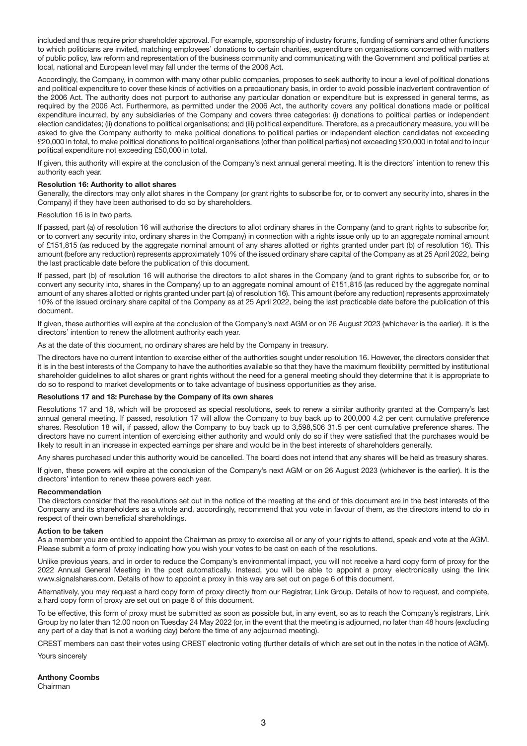included and thus require prior shareholder approval. For example, sponsorship of industry forums, funding of seminars and other functions to which politicians are invited, matching employees' donations to certain charities, expenditure on organisations concerned with matters of public policy, law reform and representation of the business community and communicating with the Government and political parties at local, national and European level may fall under the terms of the 2006 Act.

Accordingly, the Company, in common with many other public companies, proposes to seek authority to incur a level of political donations and political expenditure to cover these kinds of activities on a precautionary basis, in order to avoid possible inadvertent contravention of the 2006 Act. The authority does not purport to authorise any particular donation or expenditure but is expressed in general terms, as required by the 2006 Act. Furthermore, as permitted under the 2006 Act, the authority covers any political donations made or political expenditure incurred, by any subsidiaries of the Company and covers three categories: (i) donations to political parties or independent election candidates; (ii) donations to political organisations; and (iii) political expenditure. Therefore, as a precautionary measure, you will be asked to give the Company authority to make political donations to political parties or independent election candidates not exceeding £20,000 in total, to make political donations to political organisations (other than political parties) not exceeding £20,000 in total and to incur political expenditure not exceeding £50,000 in total.

If given, this authority will expire at the conclusion of the Company's next annual general meeting. It is the directors' intention to renew this authority each year.

**Resolution 16: Authority to allot shares**

Generally, the directors may only allot shares in the Company (or grant rights to subscribe for, or to convert any security into, shares in the Company) if they have been authorised to do so by shareholders.

Resolution 16 is in two parts.

If passed, part (a) of resolution 16 will authorise the directors to allot ordinary shares in the Company (and to grant rights to subscribe for, or to convert any security into, ordinary shares in the Company) in connection with a rights issue only up to an aggregate nominal amount of £151,815 (as reduced by the aggregate nominal amount of any shares allotted or rights granted under part (b) of resolution 16). This amount (before any reduction) represents approximately 10% of the issued ordinary share capital of the Company as at 25 April 2022, being the last practicable date before the publication of this document.

If passed, part (b) of resolution 16 will authorise the directors to allot shares in the Company (and to grant rights to subscribe for, or to convert any security into, shares in the Company) up to an aggregate nominal amount of £151,815 (as reduced by the aggregate nominal amount of any shares allotted or rights granted under part (a) of resolution 16). This amount (before any reduction) represents approximately 10% of the issued ordinary share capital of the Company as at 25 April 2022, being the last practicable date before the publication of this document.

If given, these authorities will expire at the conclusion of the Company's next AGM or on 26 August 2023 (whichever is the earlier). It is the directors' intention to renew the allotment authority each year.

As at the date of this document, no ordinary shares are held by the Company in treasury.

The directors have no current intention to exercise either of the authorities sought under resolution 16. However, the directors consider that it is in the best interests of the Company to have the authorities available so that they have the maximum flexibility permitted by institutional shareholder guidelines to allot shares or grant rights without the need for a general meeting should they determine that it is appropriate to do so to respond to market developments or to take advantage of business opportunities as they arise.

**Resolutions 17 and 18: Purchase by the Company of its own shares**

Resolutions 17 and 18, which will be proposed as special resolutions, seek to renew a similar authority granted at the Company's last annual general meeting. If passed, resolution 17 will allow the Company to buy back up to 200,000 4.2 per cent cumulative preference shares. Resolution 18 will, if passed, allow the Company to buy back up to 3,598,506 31.5 per cent cumulative preference shares. The directors have no current intention of exercising either authority and would only do so if they were satisfied that the purchases would be likely to result in an increase in expected earnings per share and would be in the best interests of shareholders generally.

Any shares purchased under this authority would be cancelled. The board does not intend that any shares will be held as treasury shares.

If given, these powers will expire at the conclusion of the Company's next AGM or on 26 August 2023 (whichever is the earlier). It is the directors' intention to renew these powers each year.

**Recommendation**

The directors consider that the resolutions set out in the notice of the meeting at the end of this document are in the best interests of the Company and its shareholders as a whole and, accordingly, recommend that you vote in favour of them, as the directors intend to do in respect of their own beneficial shareholdings.

**Action to be taken**

As a member you are entitled to appoint the Chairman as proxy to exercise all or any of your rights to attend, speak and vote at the AGM. Please submit a form of proxy indicating how you wish your votes to be cast on each of the resolutions.

Unlike previous years, and in order to reduce the Company's environmental impact, you will not receive a hard copy form of proxy for the 2022 Annual General Meeting in the post automatically. Instead, you will be able to appoint a proxy electronically using the link www.signalshares.com. Details of how to appoint a proxy in this way are set out on page 6 of this document.

Alternatively, you may request a hard copy form of proxy directly from our Registrar, Link Group. Details of how to request, and complete, a hard copy form of proxy are set out on page 6 of this document.

To be effective, this form of proxy must be submitted as soon as possible but, in any event, so as to reach the Company's registrars, Link Group by no later than 12.00 noon on Tuesday 24 May 2022 (or, in the event that the meeting is adjourned, no later than 48 hours (excluding any part of a day that is not a working day) before the time of any adjourned meeting).

CREST members can cast their votes using CREST electronic voting (further details of which are set out in the notes in the notice of AGM).

Yours sincerely

**Anthony Coombs**
Chairman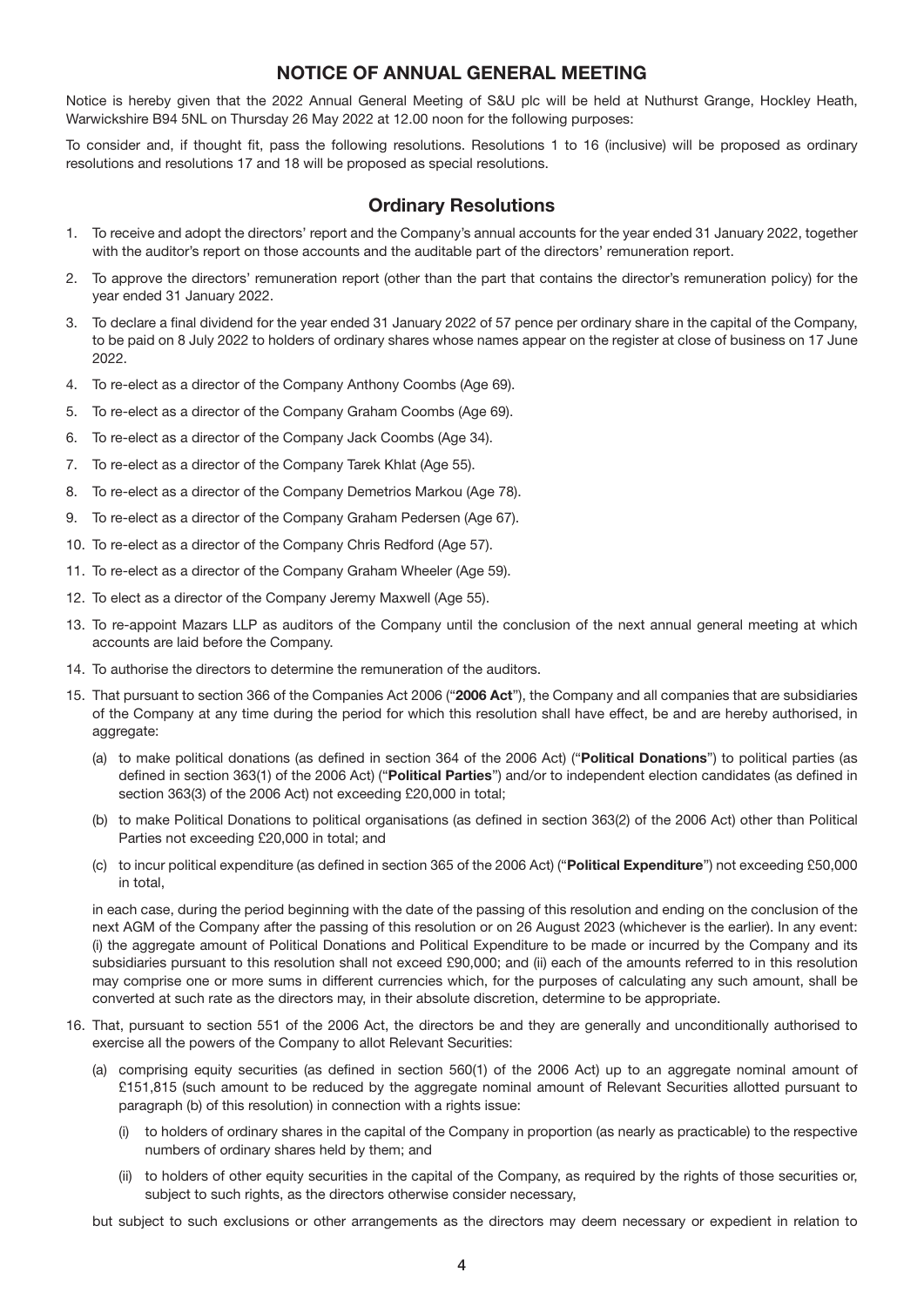# NOTICE OF ANNUAL GENERAL MEETING

Notice is hereby given that the 2022 Annual General Meeting of S&U plc will be held at Nuthurst Grange, Hockley Heath, Warwickshire B94 5NL on Thursday 26 May 2022 at 12.00 noon for the following purposes:

To consider and, if thought fit, pass the following resolutions. Resolutions 1 to 16 (inclusive) will be proposed as ordinary resolutions and resolutions 17 and 18 will be proposed as special resolutions.

## Ordinary Resolutions

1. To receive and adopt the directors' report and the Company's annual accounts for the year ended 31 January 2022, together with the auditor's report on those accounts and the auditable part of the directors' remuneration report.
2. To approve the directors' remuneration report (other than the part that contains the director's remuneration policy) for the year ended 31 January 2022.
3. To declare a final dividend for the year ended 31 January 2022 of 57 pence per ordinary share in the capital of the Company, to be paid on 8 July 2022 to holders of ordinary shares whose names appear on the register at close of business on 17 June 2022.
4. To re-elect as a director of the Company Anthony Coombs (Age 69).
5. To re-elect as a director of the Company Graham Coombs (Age 69).
6. To re-elect as a director of the Company Jack Coombs (Age 34).
7. To re-elect as a director of the Company Tarek Khlat (Age 55).
8. To re-elect as a director of the Company Demetrios Markou (Age 78).
9. To re-elect as a director of the Company Graham Pedersen (Age 67).
10. To re-elect as a director of the Company Chris Redford (Age 57).
11. To re-elect as a director of the Company Graham Wheeler (Age 59).
12. To elect as a director of the Company Jeremy Maxwell (Age 55).
13. To re-appoint Mazars LLP as auditors of the Company until the conclusion of the next annual general meeting at which accounts are laid before the Company.
14. To authorise the directors to determine the remuneration of the auditors.
15. That pursuant to section 366 of the Companies Act 2006 ("**2006 Act**"), the Company and all companies that are subsidiaries of the Company at any time during the period for which this resolution shall have effect, be and are hereby authorised, in aggregate:

    (a) to make political donations (as defined in section 364 of the 2006 Act) ("**Political Donations**") to political parties (as defined in section 363(1) of the 2006 Act) ("**Political Parties**") and/or to independent election candidates (as defined in section 363(3) of the 2006 Act) not exceeding £20,000 in total;

    (b) to make Political Donations to political organisations (as defined in section 363(2) of the 2006 Act) other than Political Parties not exceeding £20,000 in total; and

    (c) to incur political expenditure (as defined in section 365 of the 2006 Act) ("**Political Expenditure**") not exceeding £50,000 in total,

    in each case, during the period beginning with the date of the passing of this resolution and ending on the conclusion of the next AGM of the Company after the passing of this resolution or on 26 August 2023 (whichever is the earlier). In any event: (i) the aggregate amount of Political Donations and Political Expenditure to be made or incurred by the Company and its subsidiaries pursuant to this resolution shall not exceed £90,000; and (ii) each of the amounts referred to in this resolution may comprise one or more sums in different currencies which, for the purposes of calculating any such amount, shall be converted at such rate as the directors may, in their absolute discretion, determine to be appropriate.

16. That, pursuant to section 551 of the 2006 Act, the directors be and they are generally and unconditionally authorised to exercise all the powers of the Company to allot Relevant Securities:

    (a) comprising equity securities (as defined in section 560(1) of the 2006 Act) up to an aggregate nominal amount of £151,815 (such amount to be reduced by the aggregate nominal amount of Relevant Securities allotted pursuant to paragraph (b) of this resolution) in connection with a rights issue:

       (i) to holders of ordinary shares in the capital of the Company in proportion (as nearly as practicable) to the respective numbers of ordinary shares held by them; and

       (ii) to holders of other equity securities in the capital of the Company, as required by the rights of those securities or, subject to such rights, as the directors otherwise consider necessary,

    but subject to such exclusions or other arrangements as the directors may deem necessary or expedient in relation to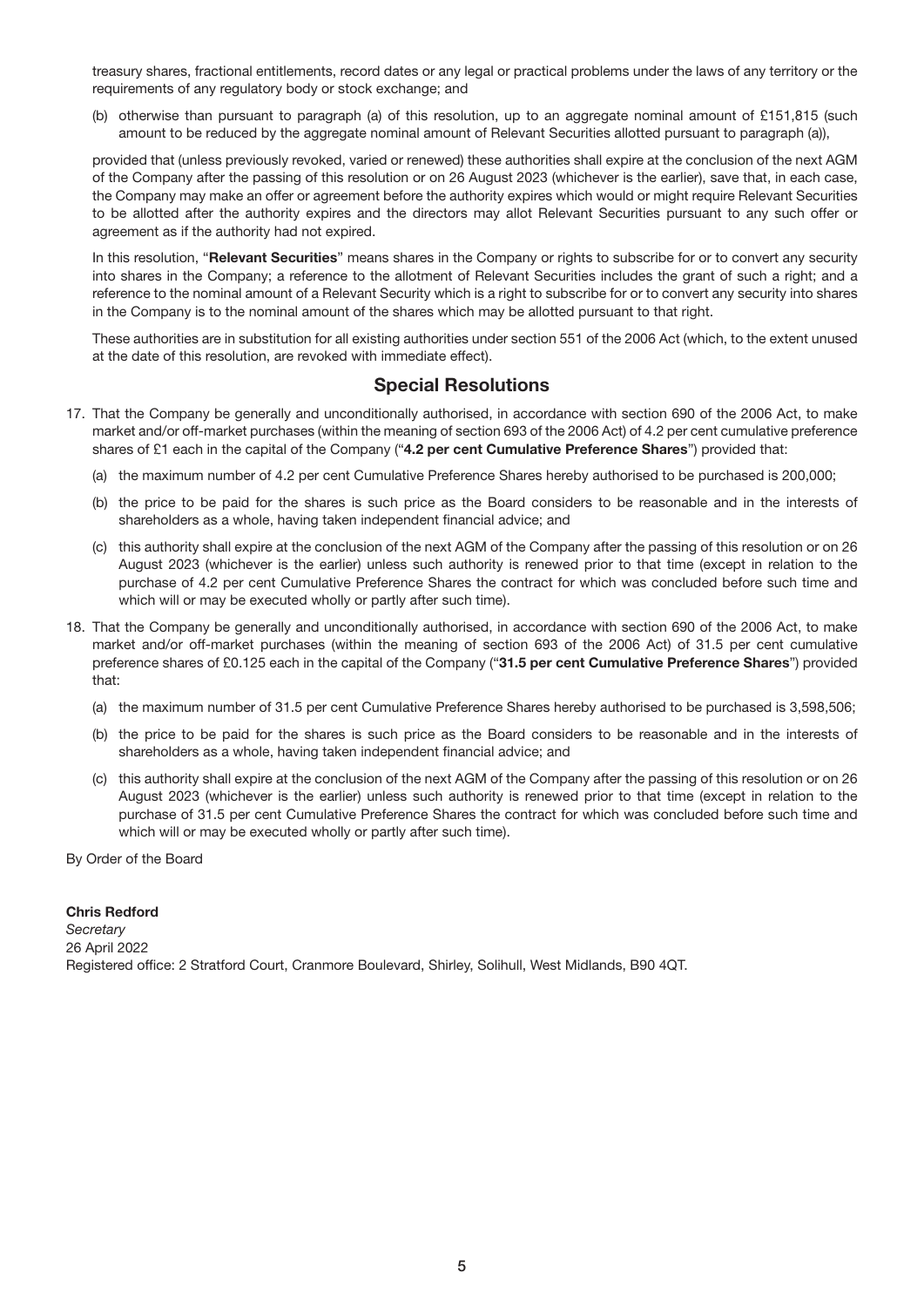treasury shares, fractional entitlements, record dates or any legal or practical problems under the laws of any territory or the requirements of any regulatory body or stock exchange; and

(b) otherwise than pursuant to paragraph (a) of this resolution, up to an aggregate nominal amount of £151,815 (such amount to be reduced by the aggregate nominal amount of Relevant Securities allotted pursuant to paragraph (a)),

provided that (unless previously revoked, varied or renewed) these authorities shall expire at the conclusion of the next AGM of the Company after the passing of this resolution or on 26 August 2023 (whichever is the earlier), save that, in each case, the Company may make an offer or agreement before the authority expires which would or might require Relevant Securities to be allotted after the authority expires and the directors may allot Relevant Securities pursuant to any such offer or agreement as if the authority had not expired.

In this resolution, "**Relevant Securities**" means shares in the Company or rights to subscribe for or to convert any security into shares in the Company; a reference to the allotment of Relevant Securities includes the grant of such a right; and a reference to the nominal amount of a Relevant Security which is a right to subscribe for or to convert any security into shares in the Company is to the nominal amount of the shares which may be allotted pursuant to that right.

These authorities are in substitution for all existing authorities under section 551 of the 2006 Act (which, to the extent unused at the date of this resolution, are revoked with immediate effect).

## Special Resolutions

17. That the Company be generally and unconditionally authorised, in accordance with section 690 of the 2006 Act, to make market and/or off-market purchases (within the meaning of section 693 of the 2006 Act) of 4.2 per cent cumulative preference shares of £1 each in the capital of the Company ("**4.2 per cent Cumulative Preference Shares**") provided that:

    (a) the maximum number of 4.2 per cent Cumulative Preference Shares hereby authorised to be purchased is 200,000;

    (b) the price to be paid for the shares is such price as the Board considers to be reasonable and in the interests of shareholders as a whole, having taken independent financial advice; and

    (c) this authority shall expire at the conclusion of the next AGM of the Company after the passing of this resolution or on 26 August 2023 (whichever is the earlier) unless such authority is renewed prior to that time (except in relation to the purchase of 4.2 per cent Cumulative Preference Shares the contract for which was concluded before such time and which will or may be executed wholly or partly after such time).

18. That the Company be generally and unconditionally authorised, in accordance with section 690 of the 2006 Act, to make market and/or off-market purchases (within the meaning of section 693 of the 2006 Act) of 31.5 per cent cumulative preference shares of £0.125 each in the capital of the Company ("**31.5 per cent Cumulative Preference Shares**") provided that:

    (a) the maximum number of 31.5 per cent Cumulative Preference Shares hereby authorised to be purchased is 3,598,506;

    (b) the price to be paid for the shares is such price as the Board considers to be reasonable and in the interests of shareholders as a whole, having taken independent financial advice; and

    (c) this authority shall expire at the conclusion of the next AGM of the Company after the passing of this resolution or on 26 August 2023 (whichever is the earlier) unless such authority is renewed prior to that time (except in relation to the purchase of 31.5 per cent Cumulative Preference Shares the contract for which was concluded before such time and which will or may be executed wholly or partly after such time).

By Order of the Board

**Chris Redford**
*Secretary*
26 April 2022
Registered office: 2 Stratford Court, Cranmore Boulevard, Shirley, Solihull, West Midlands, B90 4QT.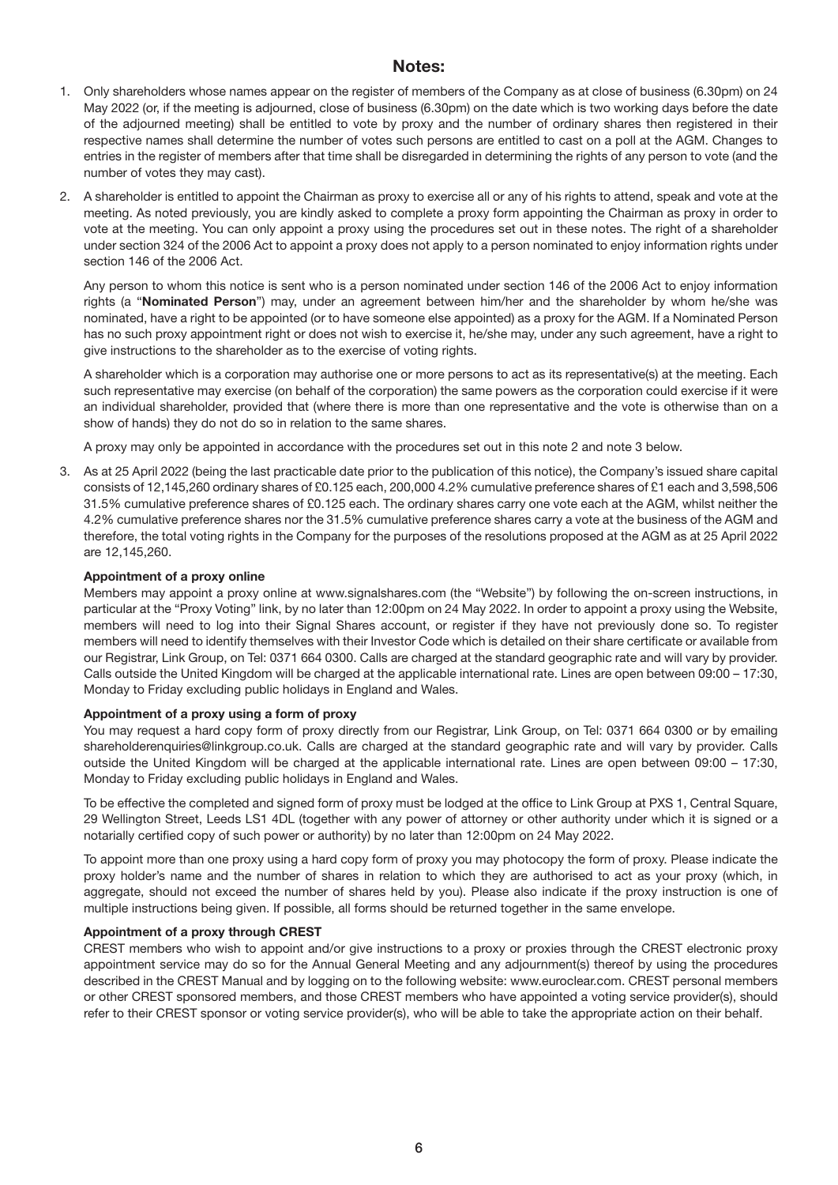## Notes:

1. Only shareholders whose names appear on the register of members of the Company as at close of business (6.30pm) on 24 May 2022 (or, if the meeting is adjourned, close of business (6.30pm) on the date which is two working days before the date of the adjourned meeting) shall be entitled to vote by proxy and the number of ordinary shares then registered in their respective names shall determine the number of votes such persons are entitled to cast on a poll at the AGM. Changes to entries in the register of members after that time shall be disregarded in determining the rights of any person to vote (and the number of votes they may cast).

2. A shareholder is entitled to appoint the Chairman as proxy to exercise all or any of his rights to attend, speak and vote at the meeting. As noted previously, you are kindly asked to complete a proxy form appointing the Chairman as proxy in order to vote at the meeting. You can only appoint a proxy using the procedures set out in these notes. The right of a shareholder under section 324 of the 2006 Act to appoint a proxy does not apply to a person nominated to enjoy information rights under section 146 of the 2006 Act.

   Any person to whom this notice is sent who is a person nominated under section 146 of the 2006 Act to enjoy information rights (a "**Nominated Person**") may, under an agreement between him/her and the shareholder by whom he/she was nominated, have a right to be appointed (or to have someone else appointed) as a proxy for the AGM. If a Nominated Person has no such proxy appointment right or does not wish to exercise it, he/she may, under any such agreement, have a right to give instructions to the shareholder as to the exercise of voting rights.

   A shareholder which is a corporation may authorise one or more persons to act as its representative(s) at the meeting. Each such representative may exercise (on behalf of the corporation) the same powers as the corporation could exercise if it were an individual shareholder, provided that (where there is more than one representative and the vote is otherwise than on a show of hands) they do not do so in relation to the same shares.

   A proxy may only be appointed in accordance with the procedures set out in this note 2 and note 3 below.

3. As at 25 April 2022 (being the last practicable date prior to the publication of this notice), the Company's issued share capital consists of 12,145,260 ordinary shares of £0.125 each, 200,000 4.2% cumulative preference shares of £1 each and 3,598,506 31.5% cumulative preference shares of £0.125 each. The ordinary shares carry one vote each at the AGM, whilst neither the 4.2% cumulative preference shares nor the 31.5% cumulative preference shares carry a vote at the business of the AGM and therefore, the total voting rights in the Company for the purposes of the resolutions proposed at the AGM as at 25 April 2022 are 12,145,260.

   **Appointment of a proxy online**

   Members may appoint a proxy online at www.signalshares.com (the "Website") by following the on-screen instructions, in particular at the "Proxy Voting" link, by no later than 12:00pm on 24 May 2022. In order to appoint a proxy using the Website, members will need to log into their Signal Shares account, or register if they have not previously done so. To register members will need to identify themselves with their Investor Code which is detailed on their share certificate or available from our Registrar, Link Group, on Tel: 0371 664 0300. Calls are charged at the standard geographic rate and will vary by provider. Calls outside the United Kingdom will be charged at the applicable international rate. Lines are open between 09:00 – 17:30, Monday to Friday excluding public holidays in England and Wales.

   **Appointment of a proxy using a form of proxy**

   You may request a hard copy form of proxy directly from our Registrar, Link Group, on Tel: 0371 664 0300 or by emailing shareholderenquiries@linkgroup.co.uk. Calls are charged at the standard geographic rate and will vary by provider. Calls outside the United Kingdom will be charged at the applicable international rate. Lines are open between 09:00 – 17:30, Monday to Friday excluding public holidays in England and Wales.

   To be effective the completed and signed form of proxy must be lodged at the office to Link Group at PXS 1, Central Square, 29 Wellington Street, Leeds LS1 4DL (together with any power of attorney or other authority under which it is signed or a notarially certified copy of such power or authority) by no later than 12:00pm on 24 May 2022.

   To appoint more than one proxy using a hard copy form of proxy you may photocopy the form of proxy. Please indicate the proxy holder's name and the number of shares in relation to which they are authorised to act as your proxy (which, in aggregate, should not exceed the number of shares held by you). Please also indicate if the proxy instruction is one of multiple instructions being given. If possible, all forms should be returned together in the same envelope.

   **Appointment of a proxy through CREST**

   CREST members who wish to appoint and/or give instructions to a proxy or proxies through the CREST electronic proxy appointment service may do so for the Annual General Meeting and any adjournment(s) thereof by using the procedures described in the CREST Manual and by logging on to the following website: www.euroclear.com. CREST personal members or other CREST sponsored members, and those CREST members who have appointed a voting service provider(s), should refer to their CREST sponsor or voting service provider(s), who will be able to take the appropriate action on their behalf.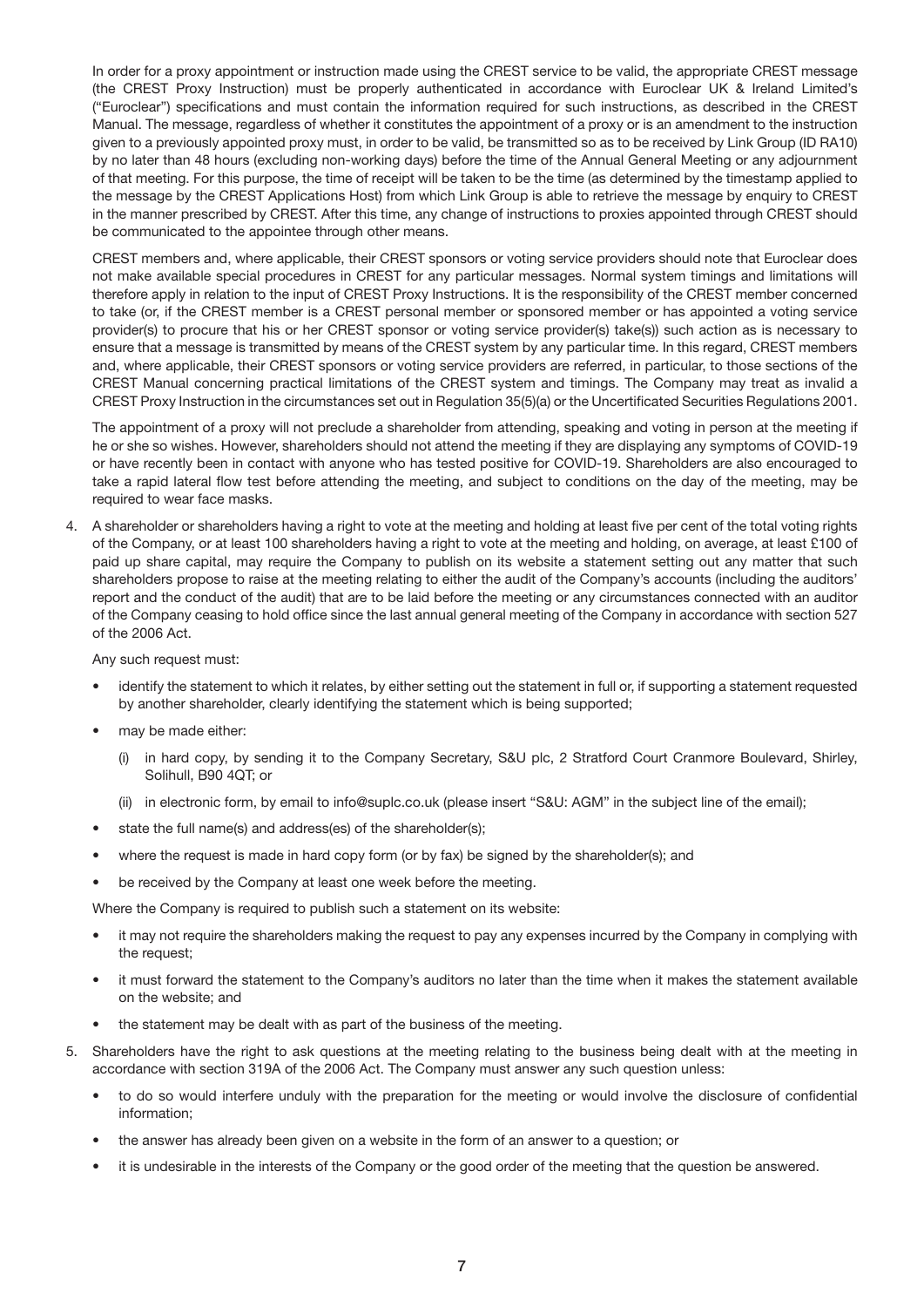In order for a proxy appointment or instruction made using the CREST service to be valid, the appropriate CREST message (the CREST Proxy Instruction) must be properly authenticated in accordance with Euroclear UK & Ireland Limited's ("Euroclear") specifications and must contain the information required for such instructions, as described in the CREST Manual. The message, regardless of whether it constitutes the appointment of a proxy or is an amendment to the instruction given to a previously appointed proxy must, in order to be valid, be transmitted so as to be received by Link Group (ID RA10) by no later than 48 hours (excluding non-working days) before the time of the Annual General Meeting or any adjournment of that meeting. For this purpose, the time of receipt will be taken to be the time (as determined by the timestamp applied to the message by the CREST Applications Host) from which Link Group is able to retrieve the message by enquiry to CREST in the manner prescribed by CREST. After this time, any change of instructions to proxies appointed through CREST should be communicated to the appointee through other means.

CREST members and, where applicable, their CREST sponsors or voting service providers should note that Euroclear does not make available special procedures in CREST for any particular messages. Normal system timings and limitations will therefore apply in relation to the input of CREST Proxy Instructions. It is the responsibility of the CREST member concerned to take (or, if the CREST member is a CREST personal member or sponsored member or has appointed a voting service provider(s) to procure that his or her CREST sponsor or voting service provider(s) take(s)) such action as is necessary to ensure that a message is transmitted by means of the CREST system by any particular time. In this regard, CREST members and, where applicable, their CREST sponsors or voting service providers are referred, in particular, to those sections of the CREST Manual concerning practical limitations of the CREST system and timings. The Company may treat as invalid a CREST Proxy Instruction in the circumstances set out in Regulation 35(5)(a) or the Uncertificated Securities Regulations 2001.

The appointment of a proxy will not preclude a shareholder from attending, speaking and voting in person at the meeting if he or she so wishes. However, shareholders should not attend the meeting if they are displaying any symptoms of COVID-19 or have recently been in contact with anyone who has tested positive for COVID-19. Shareholders are also encouraged to take a rapid lateral flow test before attending the meeting, and subject to conditions on the day of the meeting, may be required to wear face masks.

4. A shareholder or shareholders having a right to vote at the meeting and holding at least five per cent of the total voting rights of the Company, or at least 100 shareholders having a right to vote at the meeting and holding, on average, at least £100 of paid up share capital, may require the Company to publish on its website a statement setting out any matter that such shareholders propose to raise at the meeting relating to either the audit of the Company's accounts (including the auditors' report and the conduct of the audit) that are to be laid before the meeting or any circumstances connected with an auditor of the Company ceasing to hold office since the last annual general meeting of the Company in accordance with section 527 of the 2006 Act.

   Any such request must:

   - identify the statement to which it relates, by either setting out the statement in full or, if supporting a statement requested by another shareholder, clearly identifying the statement which is being supported;
   - may be made either:
     (i) in hard copy, by sending it to the Company Secretary, S&U plc, 2 Stratford Court Cranmore Boulevard, Shirley, Solihull, B90 4QT; or
     (ii) in electronic form, by email to info@suplc.co.uk (please insert "S&U: AGM" in the subject line of the email);
   - state the full name(s) and address(es) of the shareholder(s);
   - where the request is made in hard copy form (or by fax) be signed by the shareholder(s); and
   - be received by the Company at least one week before the meeting.

   Where the Company is required to publish such a statement on its website:

   - it may not require the shareholders making the request to pay any expenses incurred by the Company in complying with the request;
   - it must forward the statement to the Company's auditors no later than the time when it makes the statement available on the website; and
   - the statement may be dealt with as part of the business of the meeting.

5. Shareholders have the right to ask questions at the meeting relating to the business being dealt with at the meeting in accordance with section 319A of the 2006 Act. The Company must answer any such question unless:

   - to do so would interfere unduly with the preparation for the meeting or would involve the disclosure of confidential information;
   - the answer has already been given on a website in the form of an answer to a question; or
   - it is undesirable in the interests of the Company or the good order of the meeting that the question be answered.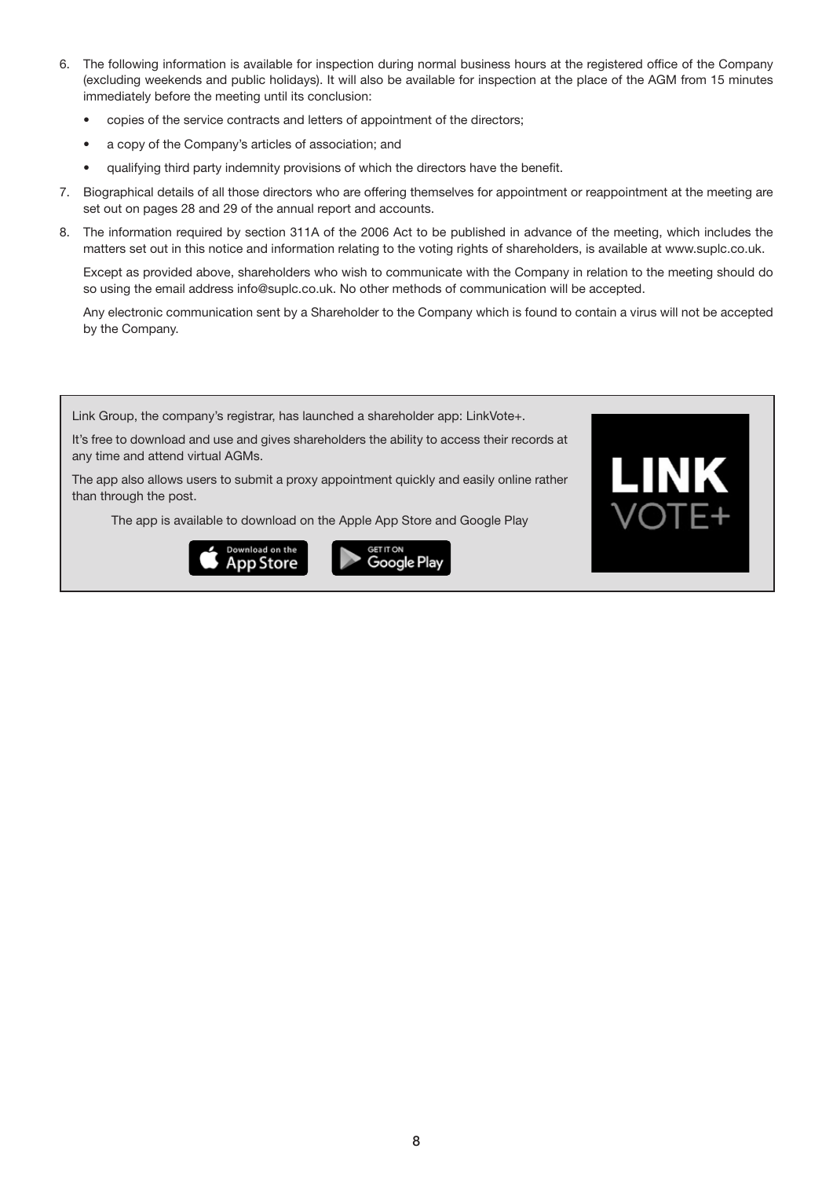6. The following information is available for inspection during normal business hours at the registered office of the Company (excluding weekends and public holidays). It will also be available for inspection at the place of the AGM from 15 minutes immediately before the meeting until its conclusion:
   - copies of the service contracts and letters of appointment of the directors;
   - a copy of the Company's articles of association; and
   - qualifying third party indemnity provisions of which the directors have the benefit.
7. Biographical details of all those directors who are offering themselves for appointment or reappointment at the meeting are set out on pages 28 and 29 of the annual report and accounts.
8. The information required by section 311A of the 2006 Act to be published in advance of the meeting, which includes the matters set out in this notice and information relating to the voting rights of shareholders, is available at www.suplc.co.uk.

   Except as provided above, shareholders who wish to communicate with the Company in relation to the meeting should do so using the email address info@suplc.co.uk. No other methods of communication will be accepted.

   Any electronic communication sent by a Shareholder to the Company which is found to contain a virus will not be accepted by the Company.

Link Group, the company's registrar, has launched a shareholder app: LinkVote+.

It's free to download and use and gives shareholders the ability to access their records at any time and attend virtual AGMs.

The app also allows users to submit a proxy appointment quickly and easily online rather than through the post.

The app is available to download on the Apple App Store and Google Play

Download on the App Store

GET IT ON Google Play

LINK VOTE+